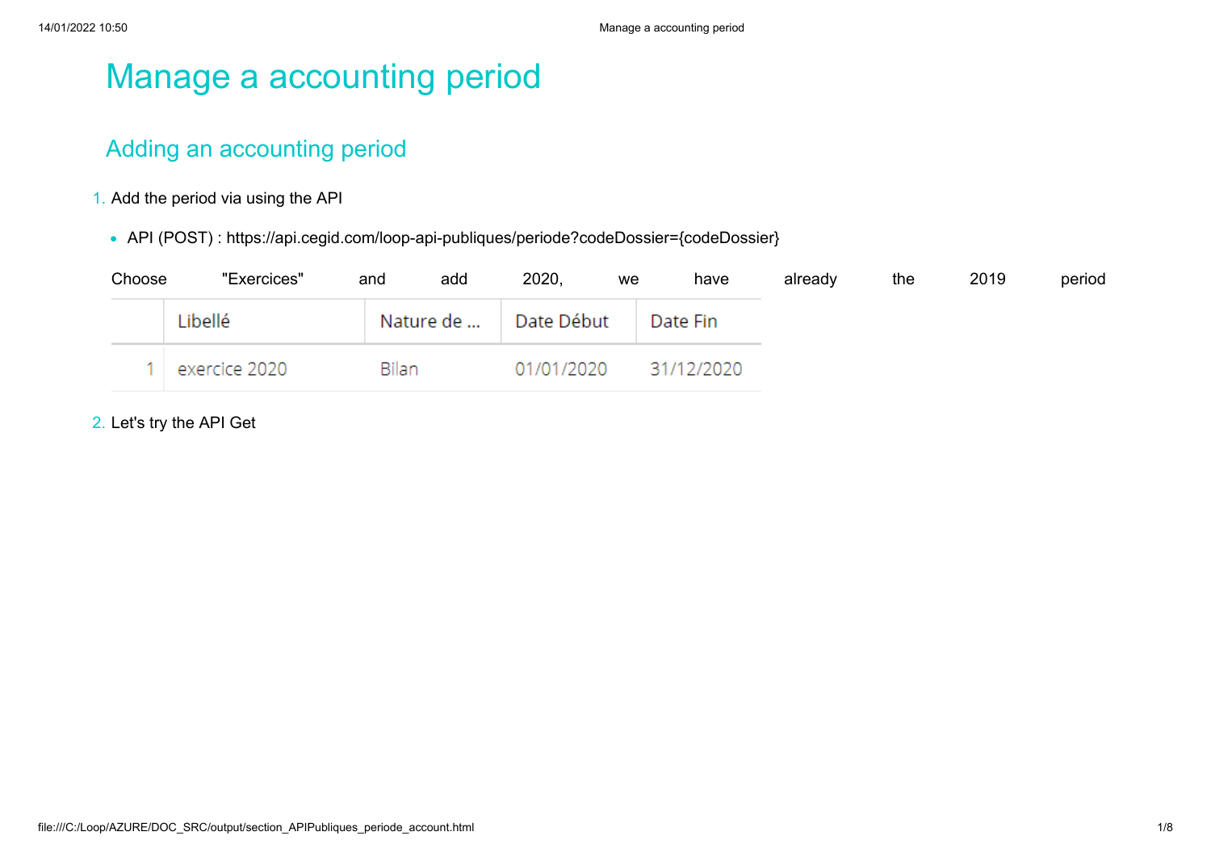# Manage a accounting period

## Adding an accounting period

1. Add the period via using the API

- API (POST) : https://api.cegid.com/loop-api-publiques/periode?codeDossier={codeDossier}

Choose "Exercices" and add 2020, we have already the 2019 period

| | Libellé | Nature de ... | Date Début | Date Fin |
|---|---|---|---|---|
| 1 | exercice 2020 | Bilan | 01/01/2020 | 31/12/2020 |

2. Let's try the API Get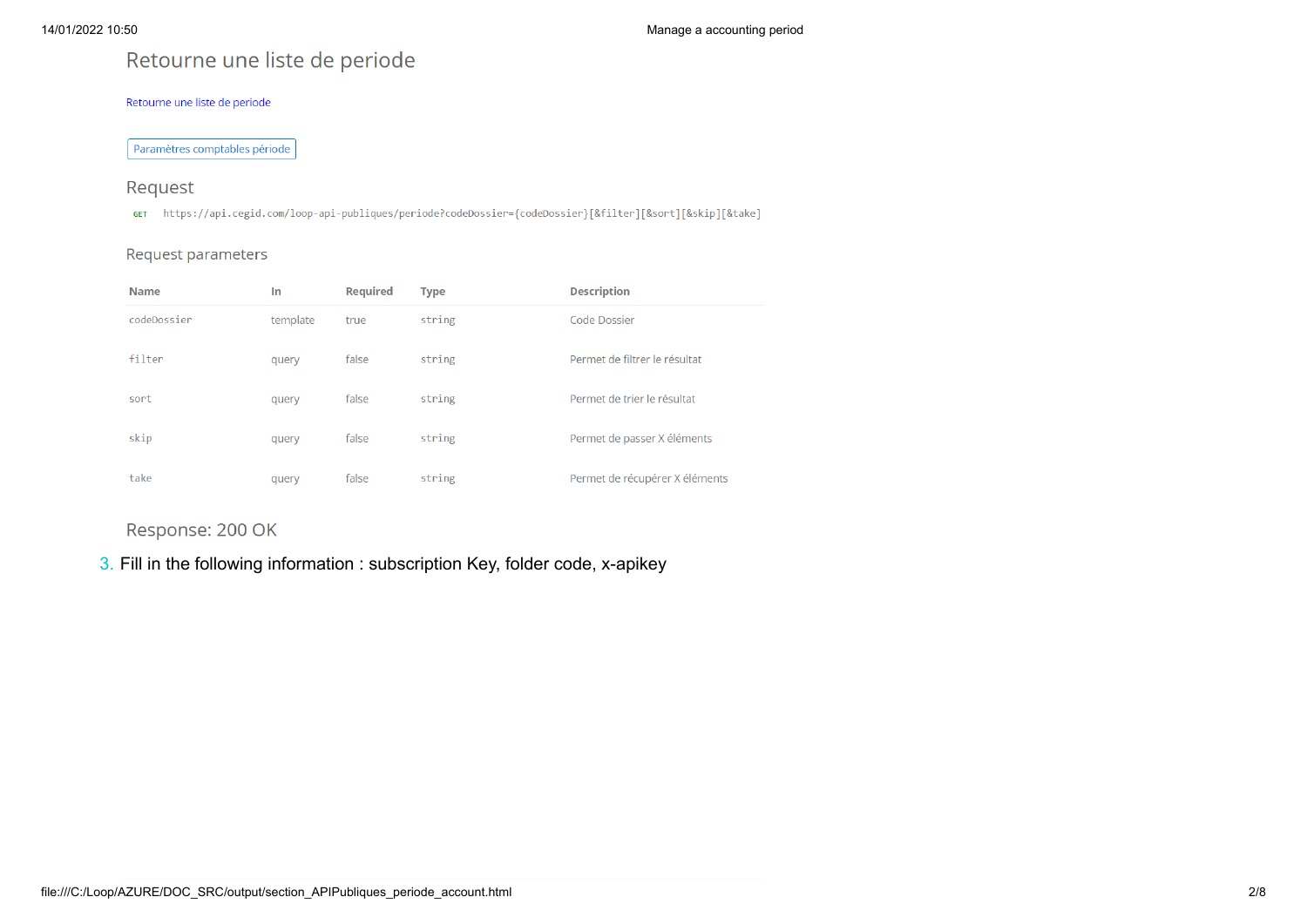## Retourne une liste de periode

Retourne une liste de periode

Paramètres comptables période

### Request

```
GET https://api.cegid.com/loop-api-publiques/periode?codeDossier={codeDossier}[&filter][&sort][&skip][&take]
```

### Request parameters

| Name | In | Required | Type | Description |
| --- | --- | --- | --- | --- |
| codeDossier | template | true | string | Code Dossier |
| filter | query | false | string | Permet de filtrer le résultat |
| sort | query | false | string | Permet de trier le résultat |
| skip | query | false | string | Permet de passer X éléments |
| take | query | false | string | Permet de récupérer X éléments |

### Response: 200 OK

3. Fill in the following information : subscription Key, folder code, x-apikey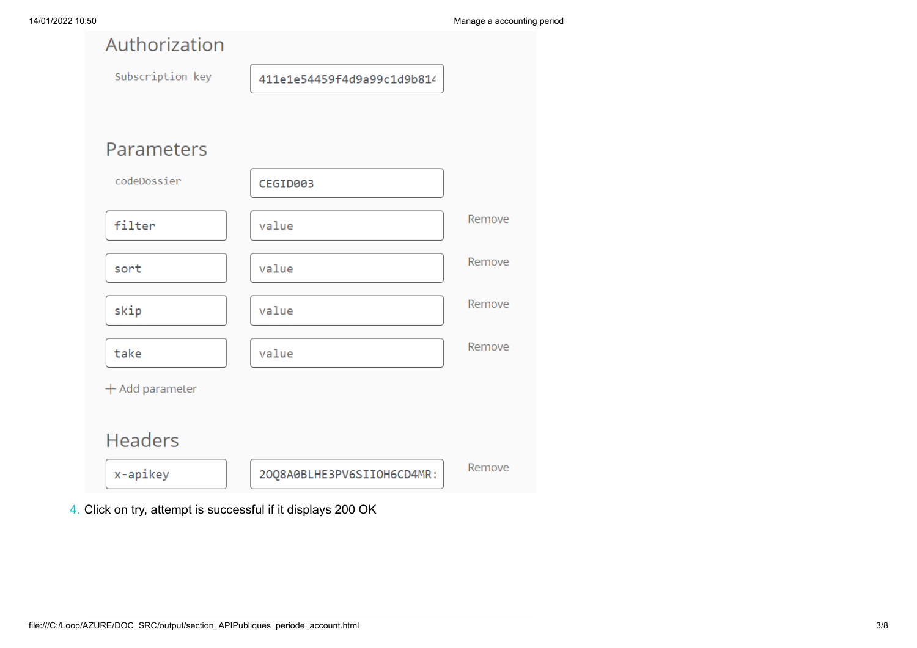## Authorization

| Subscription key | 411e1e54459f4d9a99c1d9b814 |
|---|---|

## Parameters

| Name | Value | |
|---|---|---|
| codeDossier | CEGID003 | |
| filter | value | Remove |
| sort | value | Remove |
| skip | value | Remove |
| take | value | Remove |

+ Add parameter

## Headers

| Name | Value | |
|---|---|---|
| x-apikey | 2OQ8A0BLHE3PV6SIIOH6CD4MR: | Remove |

4. Click on try, attempt is successful if it displays 200 OK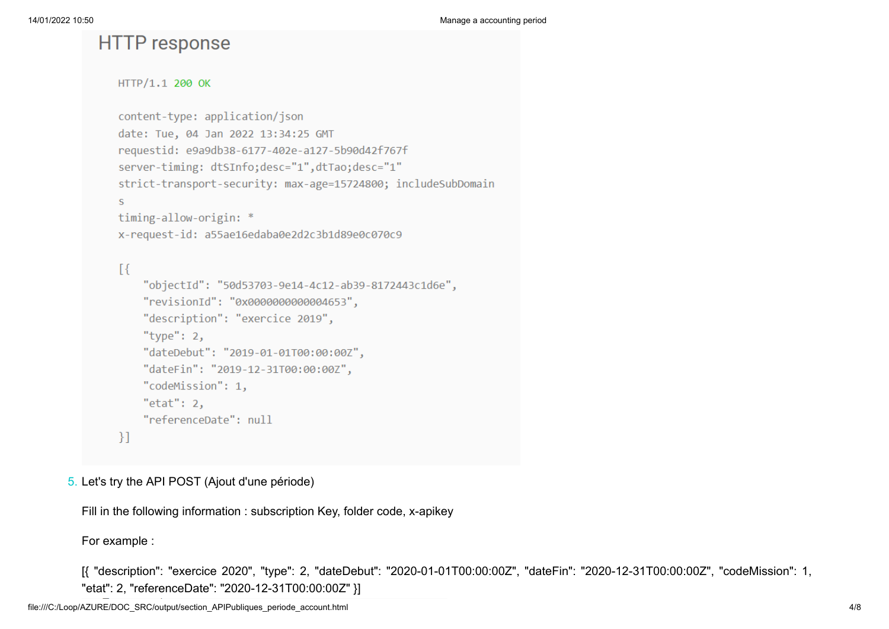## HTTP response

```
HTTP/1.1 200 OK

content-type: application/json
date: Tue, 04 Jan 2022 13:34:25 GMT
requestid: e9a9db38-6177-402e-a127-5b90d42f767f
server-timing: dtSInfo;desc="1",dtTao;desc="1"
strict-transport-security: max-age=15724800; includeSubDomains
timing-allow-origin: *
x-request-id: a55ae16edaba0e2d2c3b1d89e0c070c9

[{
    "objectId": "50d53703-9e14-4c12-ab39-8172443c1d6e",
    "revisionId": "0x0000000000004653",
    "description": "exercice 2019",
    "type": 2,
    "dateDebut": "2019-01-01T00:00:00Z",
    "dateFin": "2019-12-31T00:00:00Z",
    "codeMission": 1,
    "etat": 2,
    "referenceDate": null
}]
```

5. Let's try the API POST (Ajout d'une période)

   Fill in the following information : subscription Key, folder code, x-apikey

   For example :

   [{ "description": "exercice 2020", "type": 2, "dateDebut": "2020-01-01T00:00:00Z", "dateFin": "2020-12-31T00:00:00Z", "codeMission": 1, "etat": 2, "referenceDate": "2020-12-31T00:00:00Z" }]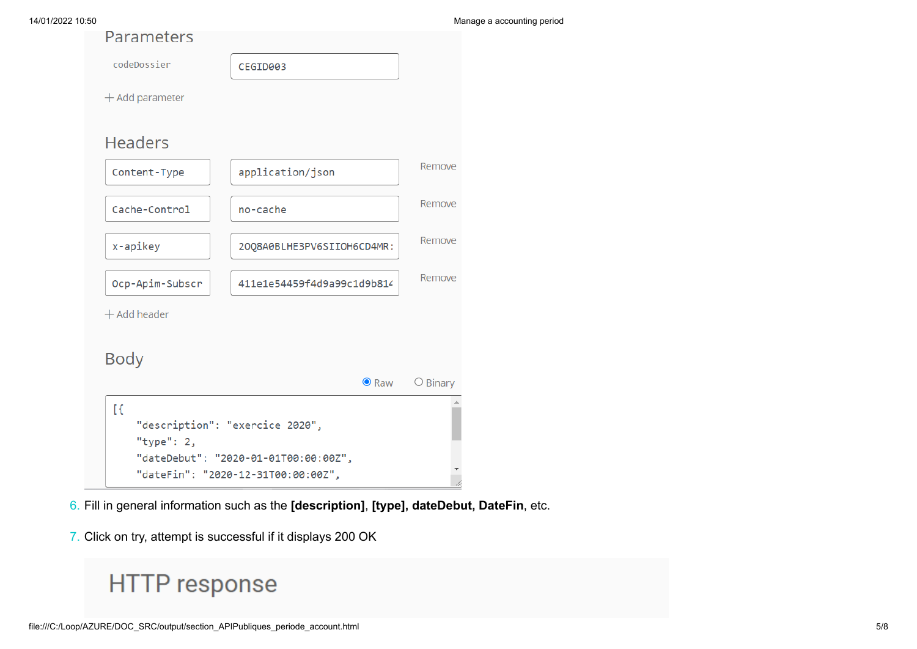## Parameters

codeDossier: CEGID003

+ Add parameter

## Headers

| | | |
|---|---|---|
| Content-Type | application/json | Remove |
| Cache-Control | no-cache | Remove |
| x-apikey | 2OQ8A0BLHE3PV6SIIOH6CD4MR: | Remove |
| Ocp-Apim-Subscr | 411e1e54459f4d9a99c1d9b814 | Remove |

+ Add header

## Body

Raw / Binary

```
[{
    "description": "exercice 2020",
    "type": 2,
    "dateDebut": "2020-01-01T00:00:00Z",
    "dateFin": "2020-12-31T00:00:00Z",
```

6. Fill in general information such as the **[description]**, **[type], dateDebut, DateFin**, etc.

7. Click on try, attempt is successful if it displays 200 OK

## HTTP response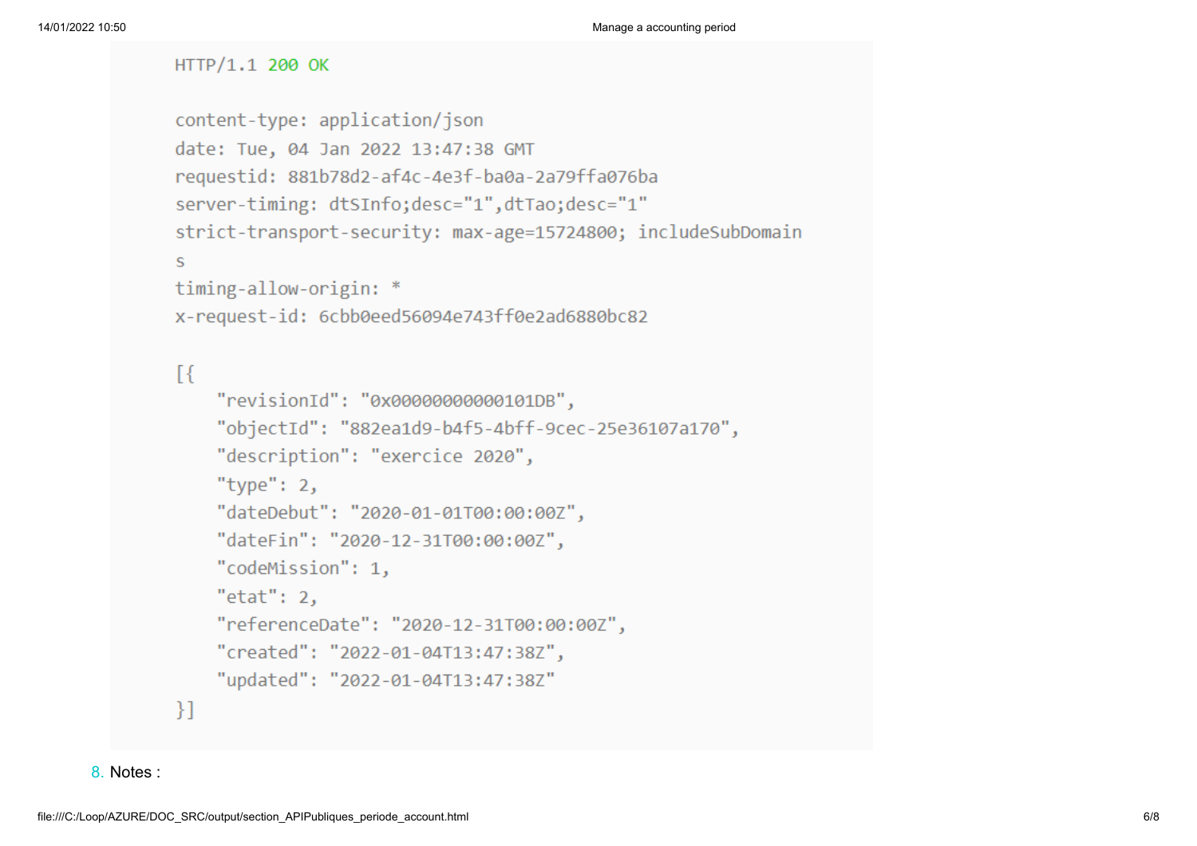```
HTTP/1.1 200 OK

content-type: application/json
date: Tue, 04 Jan 2022 13:47:38 GMT
requestid: 881b78d2-af4c-4e3f-ba0a-2a79ffa076ba
server-timing: dtSInfo;desc="1",dtTao;desc="1"
strict-transport-security: max-age=15724800; includeSubDomains
timing-allow-origin: *
x-request-id: 6cbb0eed56094e743ff0e2ad6880bc82

[{
    "revisionId": "0x00000000000101DB",
    "objectId": "882ea1d9-b4f5-4bff-9cec-25e36107a170",
    "description": "exercice 2020",
    "type": 2,
    "dateDebut": "2020-01-01T00:00:00Z",
    "dateFin": "2020-12-31T00:00:00Z",
    "codeMission": 1,
    "etat": 2,
    "referenceDate": "2020-12-31T00:00:00Z",
    "created": "2022-01-04T13:47:38Z",
    "updated": "2022-01-04T13:47:38Z"
}]
```

8. Notes :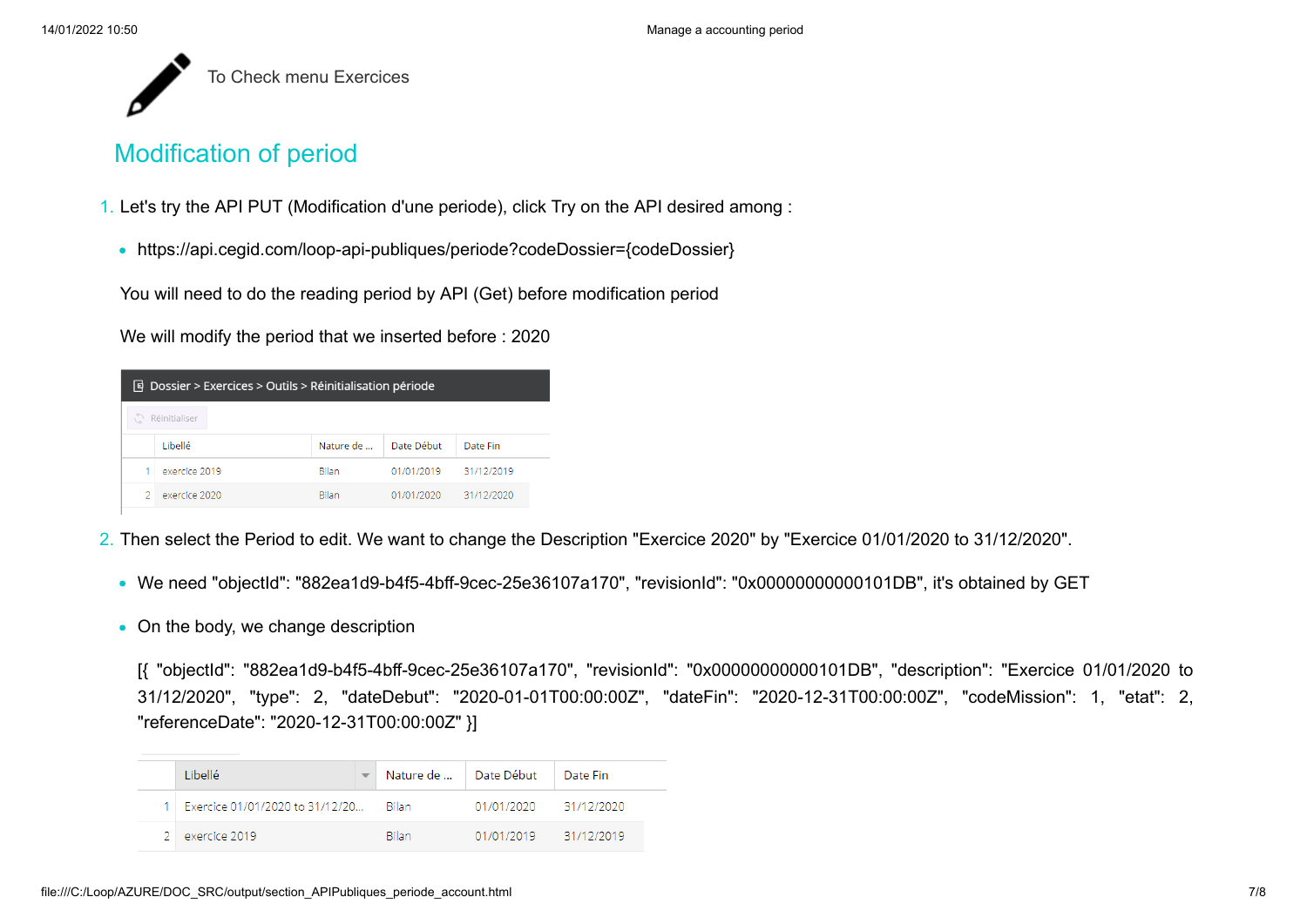To Check menu Exercices

## Modification of period

1. Let's try the API PUT (Modification d'une periode), click Try on the API desired among :

   - https://api.cegid.com/loop-api-publiques/periode?codeDossier={codeDossier}

   You will need to do the reading period by API (Get) before modification period

   We will modify the period that we inserted before : 2020

   Dossier > Exercices > Outils > Réinitialisation période

   Réinitialiser

   | | Libellé | Nature de ... | Date Début | Date Fin |
   |---|---|---|---|---|
   | 1 | exercice 2019 | Bilan | 01/01/2019 | 31/12/2019 |
   | 2 | exercice 2020 | Bilan | 01/01/2020 | 31/12/2020 |

2. Then select the Period to edit. We want to change the Description "Exercice 2020" by "Exercice 01/01/2020 to 31/12/2020".

   - We need "objectId": "882ea1d9-b4f5-4bff-9cec-25e36107a170", "revisionId": "0x00000000000101DB", it's obtained by GET
   - On the body, we change description

     [{ "objectId": "882ea1d9-b4f5-4bff-9cec-25e36107a170", "revisionId": "0x00000000000101DB", "description": "Exercice 01/01/2020 to 31/12/2020", "type": 2, "dateDebut": "2020-01-01T00:00:00Z", "dateFin": "2020-12-31T00:00:00Z", "codeMission": 1, "etat": 2, "referenceDate": "2020-12-31T00:00:00Z" }]

     | | Libellé | Nature de ... | Date Début | Date Fin |
     |---|---|---|---|---|
     | 1 | Exercice 01/01/2020 to 31/12/20... | Bilan | 01/01/2020 | 31/12/2020 |
     | 2 | exercice 2019 | Bilan | 01/01/2019 | 31/12/2019 |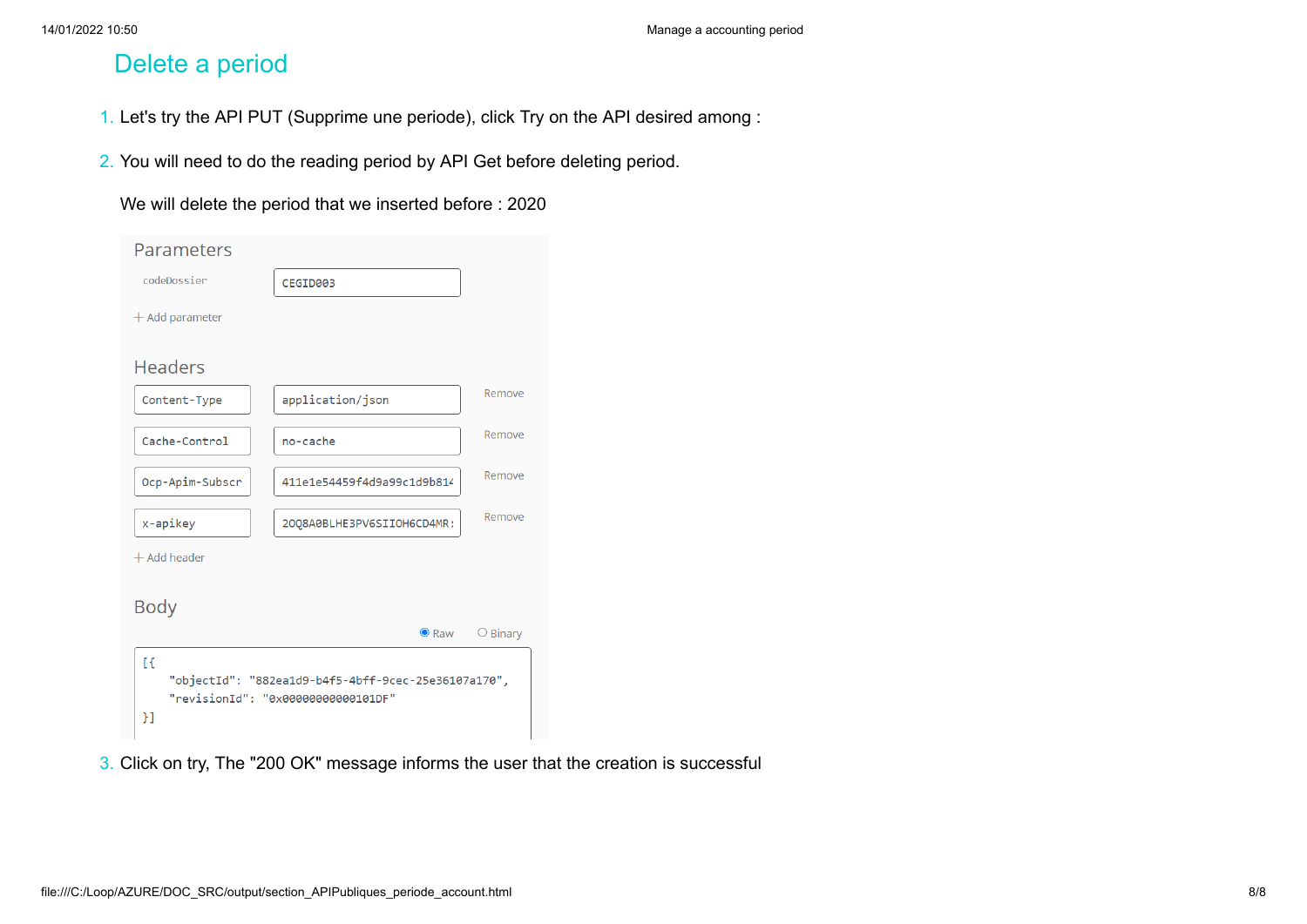## Delete a period

1. Let's try the API PUT (Supprime une periode), click Try on the API desired among :
2. You will need to do the reading period by API Get before deleting period.

   We will delete the period that we inserted before : 2020

   **Parameters**

   | | |
   |---|---|
   | codeDossier | CEGID003 |

   + Add parameter

   **Headers**

   | | | |
   |---|---|---|
   | Content-Type | application/json | Remove |
   | Cache-Control | no-cache | Remove |
   | Ocp-Apim-Subscr | 411e1e54459f4d9a99c1d9b814 | Remove |
   | x-apikey | 2OQ8A0BLHE3PV6SIIOH6CD4MR: | Remove |

   + Add header

   **Body**

   ◉ Raw ○ Binary

   ```
   [{
       "objectId": "882ea1d9-b4f5-4bff-9cec-25e36107a170",
       "revisionId": "0x00000000000101DF"
   }]
   ```

3. Click on try, The "200 OK" message informs the user that the creation is successful